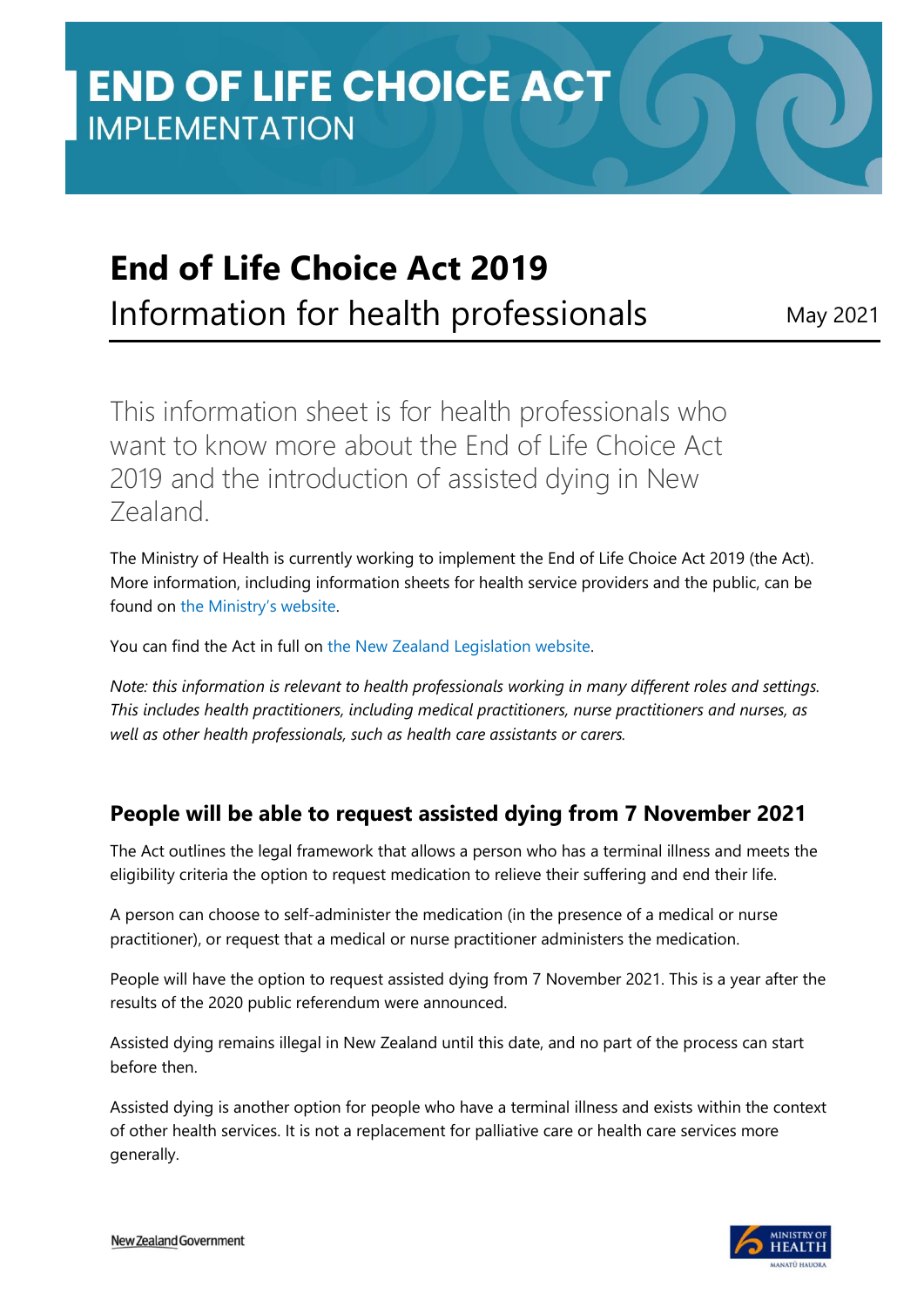# END OF LIFE CHOICE ACT
IMPLEMENTATION

## End of Life Choice Act 2019

Information for health professionals

May 2021

This information sheet is for health professionals who want to know more about the End of Life Choice Act 2019 and the introduction of assisted dying in New Zealand.

The Ministry of Health is currently working to implement the End of Life Choice Act 2019 (the Act). More information, including information sheets for health service providers and the public, can be found on the Ministry's website.

You can find the Act in full on the New Zealand Legislation website.

*Note: this information is relevant to health professionals working in many different roles and settings. This includes health practitioners, including medical practitioners, nurse practitioners and nurses, as well as other health professionals, such as health care assistants or carers.*

### People will be able to request assisted dying from 7 November 2021

The Act outlines the legal framework that allows a person who has a terminal illness and meets the eligibility criteria the option to request medication to relieve their suffering and end their life.

A person can choose to self-administer the medication (in the presence of a medical or nurse practitioner), or request that a medical or nurse practitioner administers the medication.

People will have the option to request assisted dying from 7 November 2021. This is a year after the results of the 2020 public referendum were announced.

Assisted dying remains illegal in New Zealand until this date, and no part of the process can start before then.

Assisted dying is another option for people who have a terminal illness and exists within the context of other health services. It is not a replacement for palliative care or health care services more generally.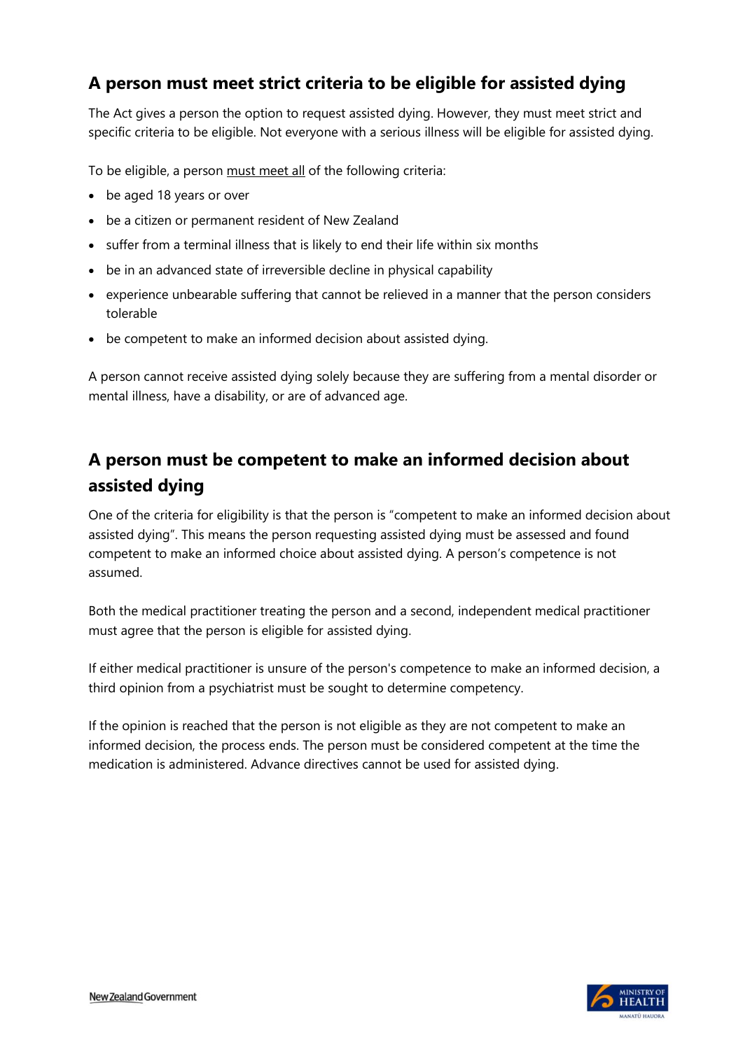## A person must meet strict criteria to be eligible for assisted dying

The Act gives a person the option to request assisted dying. However, they must meet strict and specific criteria to be eligible. Not everyone with a serious illness will be eligible for assisted dying.

To be eligible, a person <u>must meet all</u> of the following criteria:

- be aged 18 years or over
- be a citizen or permanent resident of New Zealand
- suffer from a terminal illness that is likely to end their life within six months
- be in an advanced state of irreversible decline in physical capability
- experience unbearable suffering that cannot be relieved in a manner that the person considers tolerable
- be competent to make an informed decision about assisted dying.

A person cannot receive assisted dying solely because they are suffering from a mental disorder or mental illness, have a disability, or are of advanced age.

## A person must be competent to make an informed decision about assisted dying

One of the criteria for eligibility is that the person is "competent to make an informed decision about assisted dying". This means the person requesting assisted dying must be assessed and found competent to make an informed choice about assisted dying. A person's competence is not assumed.

Both the medical practitioner treating the person and a second, independent medical practitioner must agree that the person is eligible for assisted dying.

If either medical practitioner is unsure of the person's competence to make an informed decision, a third opinion from a psychiatrist must be sought to determine competency.

If the opinion is reached that the person is not eligible as they are not competent to make an informed decision, the process ends. The person must be considered competent at the time the medication is administered. Advance directives cannot be used for assisted dying.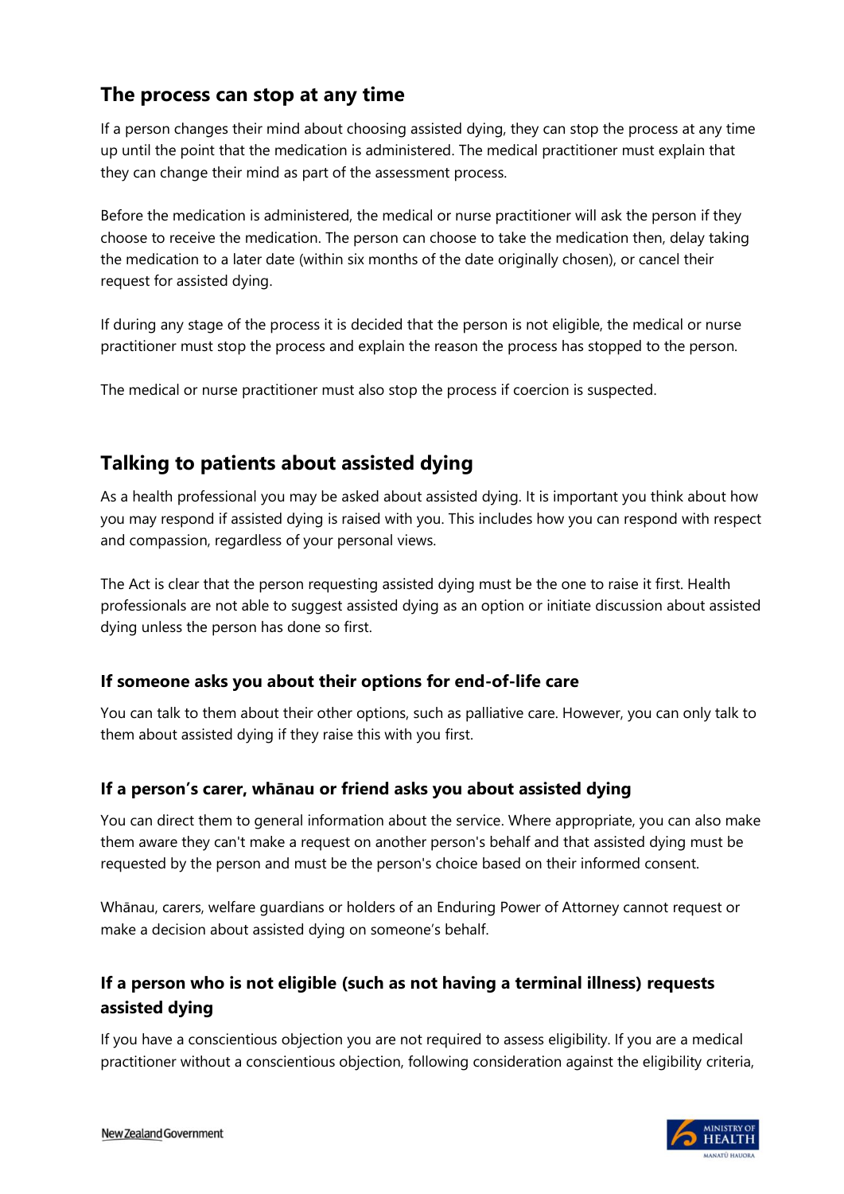## The process can stop at any time

If a person changes their mind about choosing assisted dying, they can stop the process at any time up until the point that the medication is administered. The medical practitioner must explain that they can change their mind as part of the assessment process.

Before the medication is administered, the medical or nurse practitioner will ask the person if they choose to receive the medication. The person can choose to take the medication then, delay taking the medication to a later date (within six months of the date originally chosen), or cancel their request for assisted dying.

If during any stage of the process it is decided that the person is not eligible, the medical or nurse practitioner must stop the process and explain the reason the process has stopped to the person.

The medical or nurse practitioner must also stop the process if coercion is suspected.

## Talking to patients about assisted dying

As a health professional you may be asked about assisted dying. It is important you think about how you may respond if assisted dying is raised with you. This includes how you can respond with respect and compassion, regardless of your personal views.

The Act is clear that the person requesting assisted dying must be the one to raise it first. Health professionals are not able to suggest assisted dying as an option or initiate discussion about assisted dying unless the person has done so first.

### If someone asks you about their options for end-of-life care

You can talk to them about their other options, such as palliative care. However, you can only talk to them about assisted dying if they raise this with you first.

### If a person's carer, whānau or friend asks you about assisted dying

You can direct them to general information about the service. Where appropriate, you can also make them aware they can't make a request on another person's behalf and that assisted dying must be requested by the person and must be the person's choice based on their informed consent.

Whānau, carers, welfare guardians or holders of an Enduring Power of Attorney cannot request or make a decision about assisted dying on someone's behalf.

### If a person who is not eligible (such as not having a terminal illness) requests assisted dying

If you have a conscientious objection you are not required to assess eligibility. If you are a medical practitioner without a conscientious objection, following consideration against the eligibility criteria,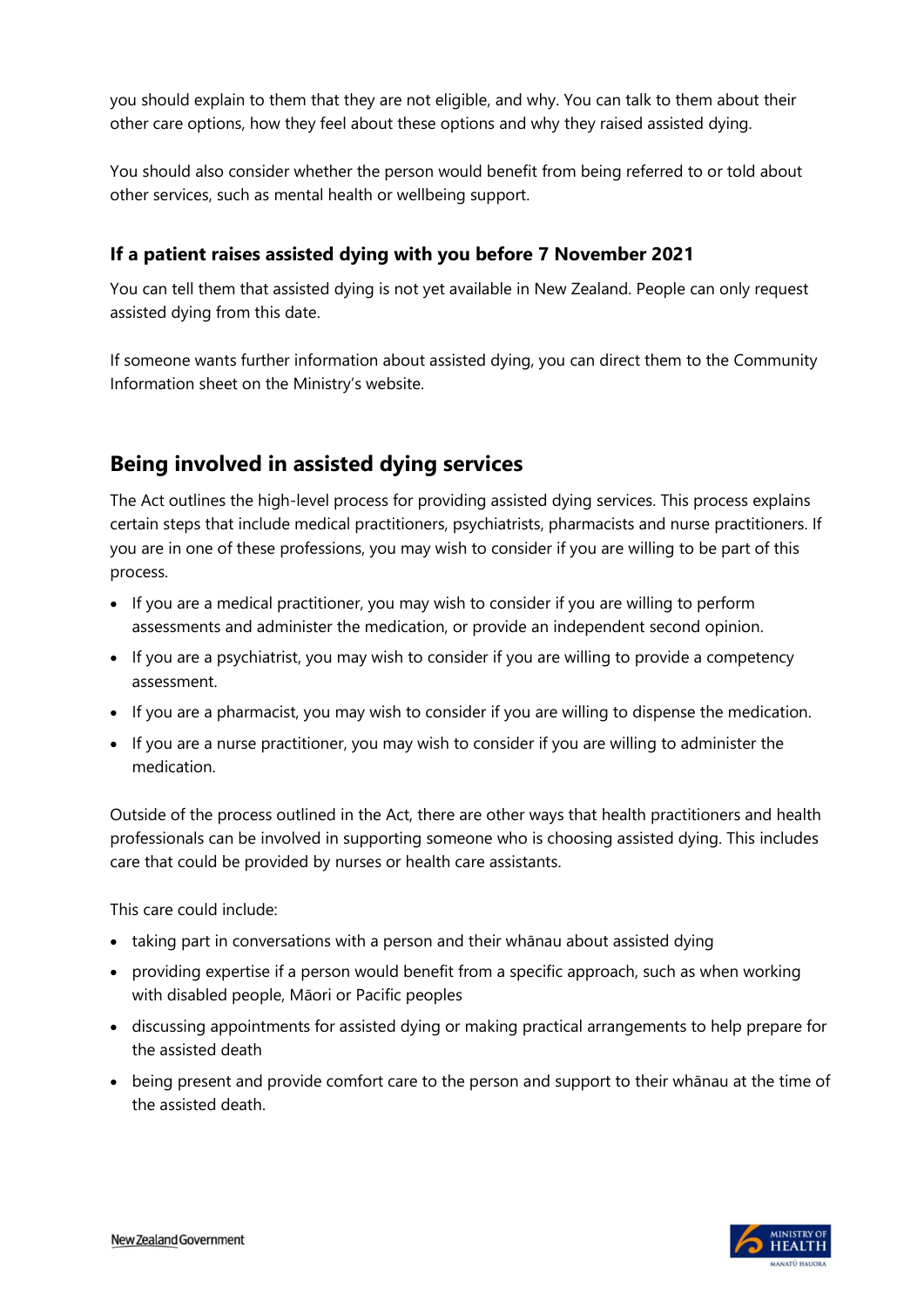you should explain to them that they are not eligible, and why. You can talk to them about their other care options, how they feel about these options and why they raised assisted dying.

You should also consider whether the person would benefit from being referred to or told about other services, such as mental health or wellbeing support.

### If a patient raises assisted dying with you before 7 November 2021

You can tell them that assisted dying is not yet available in New Zealand. People can only request assisted dying from this date.

If someone wants further information about assisted dying, you can direct them to the Community Information sheet on the Ministry's website.

## Being involved in assisted dying services

The Act outlines the high-level process for providing assisted dying services. This process explains certain steps that include medical practitioners, psychiatrists, pharmacists and nurse practitioners. If you are in one of these professions, you may wish to consider if you are willing to be part of this process.

- If you are a medical practitioner, you may wish to consider if you are willing to perform assessments and administer the medication, or provide an independent second opinion.
- If you are a psychiatrist, you may wish to consider if you are willing to provide a competency assessment.
- If you are a pharmacist, you may wish to consider if you are willing to dispense the medication.
- If you are a nurse practitioner, you may wish to consider if you are willing to administer the medication.

Outside of the process outlined in the Act, there are other ways that health practitioners and health professionals can be involved in supporting someone who is choosing assisted dying. This includes care that could be provided by nurses or health care assistants.

This care could include:

- taking part in conversations with a person and their whānau about assisted dying
- providing expertise if a person would benefit from a specific approach, such as when working with disabled people, Māori or Pacific peoples
- discussing appointments for assisted dying or making practical arrangements to help prepare for the assisted death
- being present and provide comfort care to the person and support to their whānau at the time of the assisted death.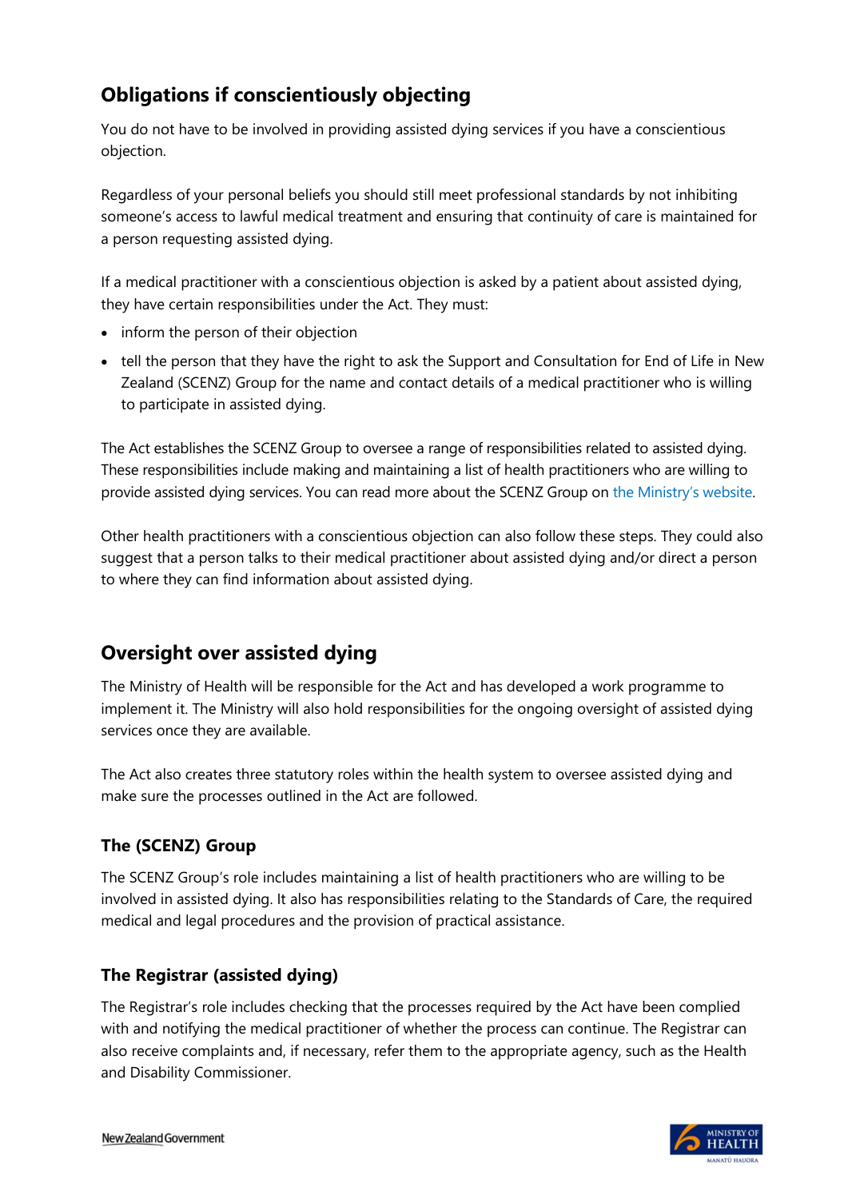## Obligations if conscientiously objecting

You do not have to be involved in providing assisted dying services if you have a conscientious objection.

Regardless of your personal beliefs you should still meet professional standards by not inhibiting someone's access to lawful medical treatment and ensuring that continuity of care is maintained for a person requesting assisted dying.

If a medical practitioner with a conscientious objection is asked by a patient about assisted dying, they have certain responsibilities under the Act. They must:

- inform the person of their objection
- tell the person that they have the right to ask the Support and Consultation for End of Life in New Zealand (SCENZ) Group for the name and contact details of a medical practitioner who is willing to participate in assisted dying.

The Act establishes the SCENZ Group to oversee a range of responsibilities related to assisted dying. These responsibilities include making and maintaining a list of health practitioners who are willing to provide assisted dying services. You can read more about the SCENZ Group on the Ministry's website.

Other health practitioners with a conscientious objection can also follow these steps. They could also suggest that a person talks to their medical practitioner about assisted dying and/or direct a person to where they can find information about assisted dying.

## Oversight over assisted dying

The Ministry of Health will be responsible for the Act and has developed a work programme to implement it. The Ministry will also hold responsibilities for the ongoing oversight of assisted dying services once they are available.

The Act also creates three statutory roles within the health system to oversee assisted dying and make sure the processes outlined in the Act are followed.

### The (SCENZ) Group

The SCENZ Group's role includes maintaining a list of health practitioners who are willing to be involved in assisted dying. It also has responsibilities relating to the Standards of Care, the required medical and legal procedures and the provision of practical assistance.

### The Registrar (assisted dying)

The Registrar's role includes checking that the processes required by the Act have been complied with and notifying the medical practitioner of whether the process can continue. The Registrar can also receive complaints and, if necessary, refer them to the appropriate agency, such as the Health and Disability Commissioner.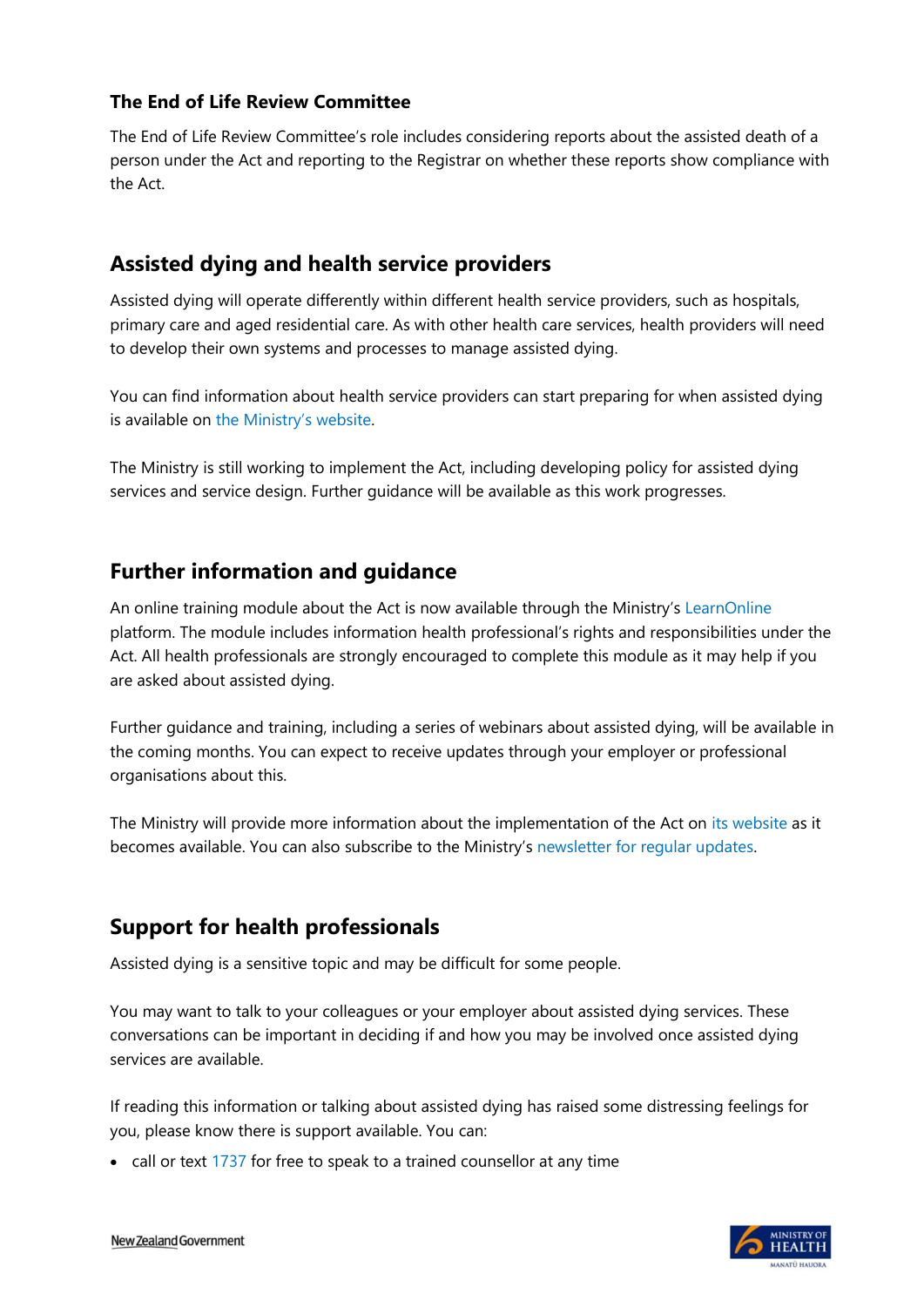### The End of Life Review Committee

The End of Life Review Committee's role includes considering reports about the assisted death of a person under the Act and reporting to the Registrar on whether these reports show compliance with the Act.

## Assisted dying and health service providers

Assisted dying will operate differently within different health service providers, such as hospitals, primary care and aged residential care. As with other health care services, health providers will need to develop their own systems and processes to manage assisted dying.

You can find information about health service providers can start preparing for when assisted dying is available on the Ministry's website.

The Ministry is still working to implement the Act, including developing policy for assisted dying services and service design. Further guidance will be available as this work progresses.

## Further information and guidance

An online training module about the Act is now available through the Ministry's LearnOnline platform. The module includes information health professional's rights and responsibilities under the Act. All health professionals are strongly encouraged to complete this module as it may help if you are asked about assisted dying.

Further guidance and training, including a series of webinars about assisted dying, will be available in the coming months. You can expect to receive updates through your employer or professional organisations about this.

The Ministry will provide more information about the implementation of the Act on its website as it becomes available. You can also subscribe to the Ministry's newsletter for regular updates.

## Support for health professionals

Assisted dying is a sensitive topic and may be difficult for some people.

You may want to talk to your colleagues or your employer about assisted dying services. These conversations can be important in deciding if and how you may be involved once assisted dying services are available.

If reading this information or talking about assisted dying has raised some distressing feelings for you, please know there is support available. You can:

- call or text 1737 for free to speak to a trained counsellor at any time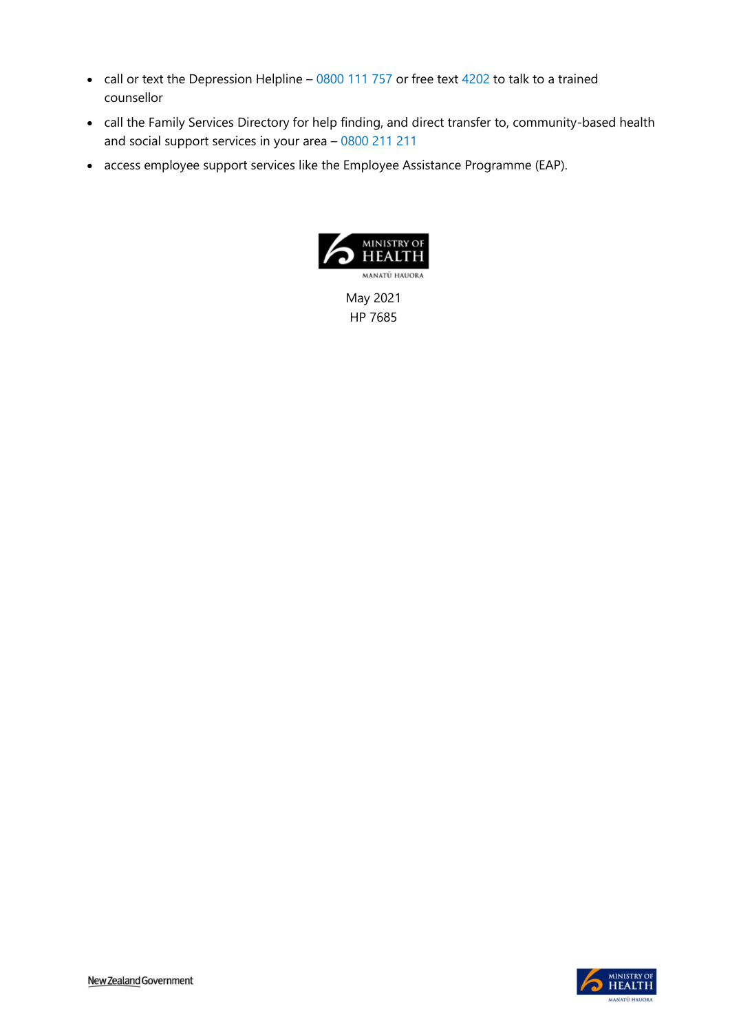- call or text the Depression Helpline – 0800 111 757 or free text 4202 to talk to a trained counsellor
- call the Family Services Directory for help finding, and direct transfer to, community-based health and social support services in your area – 0800 211 211
- access employee support services like the Employee Assistance Programme (EAP).

May 2021
HP 7685